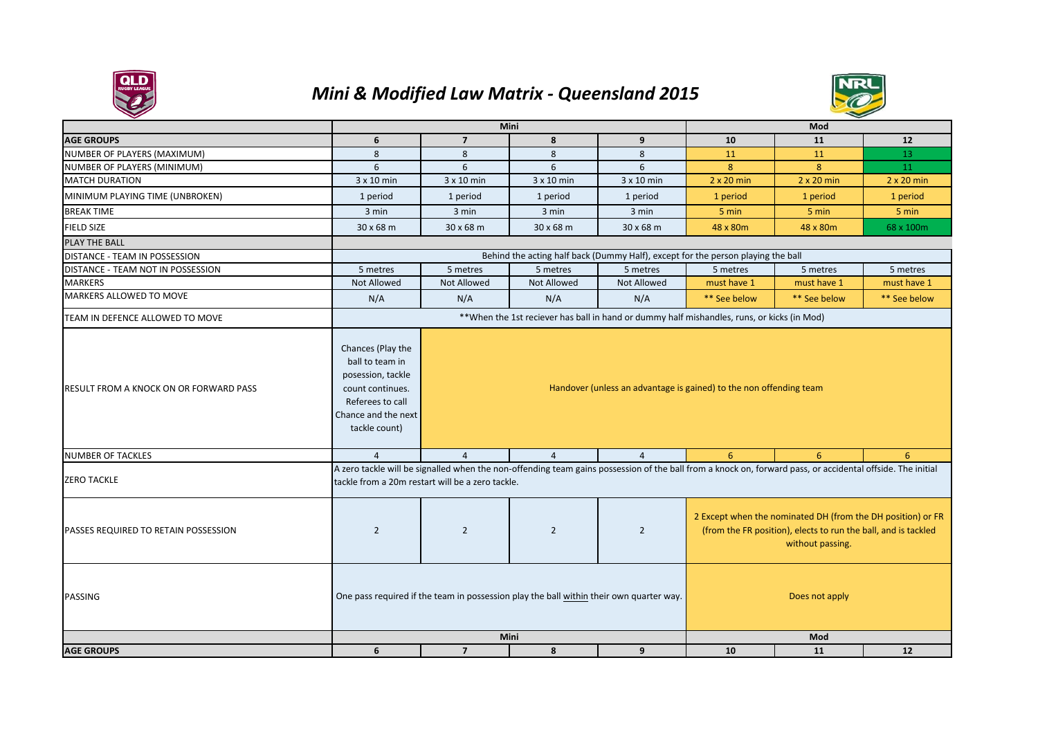# Mini & Modified Law Matrix - Queensland 2015

| | Mini | | | | Mod | | |
|---|---|---|---|---|---|---|---|
| **AGE GROUPS** | **6** | **7** | **8** | **9** | **10** | **11** | **12** |
| NUMBER OF PLAYERS (MAXIMUM) | 8 | 8 | 8 | 8 | 11 | 11 | 13 |
| NUMBER OF PLAYERS (MINIMUM) | 6 | 6 | 6 | 6 | 8 | 8 | 11 |
| MATCH DURATION | 3 x 10 min | 3 x 10 min | 3 x 10 min | 3 x 10 min | 2 x 20 min | 2 x 20 min | 2 x 20 min |
| MINIMUM PLAYING TIME (UNBROKEN) | 1 period | 1 period | 1 period | 1 period | 1 period | 1 period | 1 period |
| BREAK TIME | 3 min | 3 min | 3 min | 3 min | 5 min | 5 min | 5 min |
| FIELD SIZE | 30 x 68 m | 30 x 68 m | 30 x 68 m | 30 x 68 m | 48 x 80m | 48 x 80m | 68 x 100m |
| PLAY THE BALL | | | | | | | |
| DISTANCE - TEAM IN POSSESSION | Behind the acting half back (Dummy Half), except for the person playing the ball | | | | | | |
| DISTANCE - TEAM NOT IN POSSESSION | 5 metres | 5 metres | 5 metres | 5 metres | 5 metres | 5 metres | 5 metres |
| MARKERS | Not Allowed | Not Allowed | Not Allowed | Not Allowed | must have 1 | must have 1 | must have 1 |
| MARKERS ALLOWED TO MOVE | N/A | N/A | N/A | N/A | ** See below | ** See below | ** See below |
| TEAM IN DEFENCE ALLOWED TO MOVE | **When the 1st reciever has ball in hand or dummy half mishandles, runs, or kicks (in Mod) | | | | | | |
| RESULT FROM A KNOCK ON OR FORWARD PASS | Chances (Play the ball to team in posession, tackle count continues. Referees to call Chance and the next tackle count) | Handover (unless an advantage is gained) to the non offending team | | | | | |
| NUMBER OF TACKLES | 4 | 4 | 4 | 4 | 6 | 6 | 6 |
| ZERO TACKLE | A zero tackle will be signalled when the non-offending team gains possession of the ball from a knock on, forward pass, or accidental offside. The initial tackle from a 20m restart will be a zero tackle. | | | | | | |
| PASSES REQUIRED TO RETAIN POSSESSION | 2 | 2 | 2 | 2 | 2 Except when the nominated DH (from the DH position) or FR (from the FR position), elects to run the ball, and is tackled without passing. | | |
| PASSING | One pass required if the team in possession play the ball within their own quarter way. | | | | Does not apply | | |
| | Mini | | | | Mod | | |
| **AGE GROUPS** | **6** | **7** | **8** | **9** | **10** | **11** | **12** |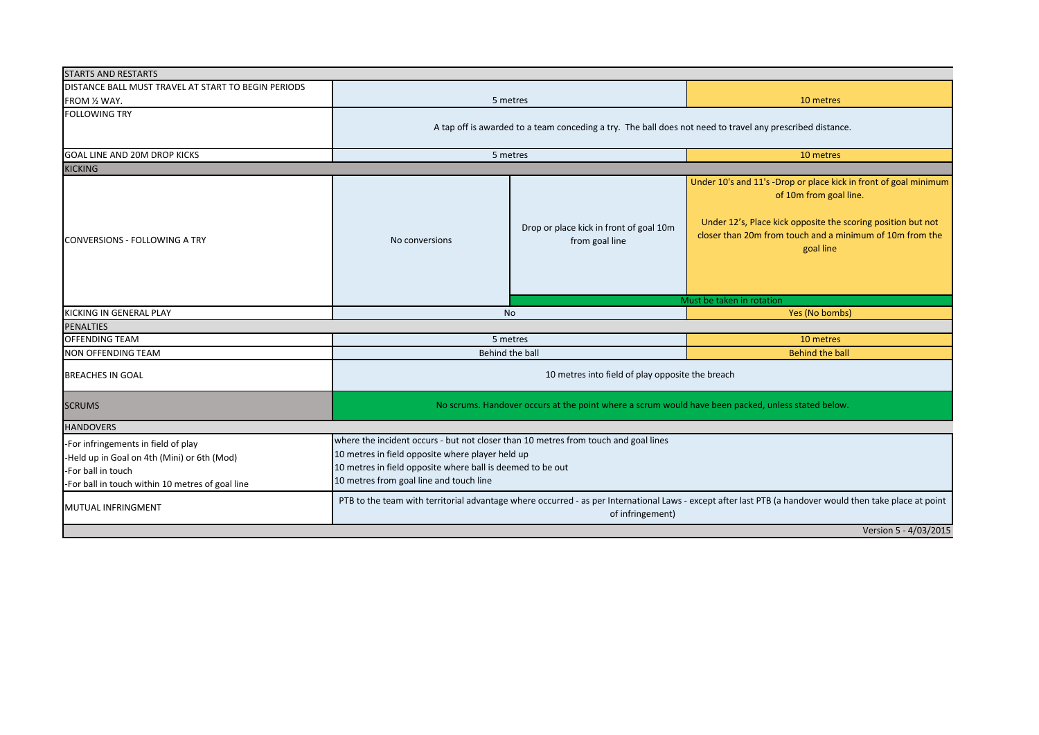| | | | |
|---|---|---|---|
| **STARTS AND RESTARTS** | | | |
| DISTANCE BALL MUST TRAVEL AT START TO BEGIN PERIODS FROM ½ WAY. | 5 metres | | 10 metres |
| FOLLOWING TRY | A tap off is awarded to a team conceding a try. The ball does not need to travel any prescribed distance. | | |
| GOAL LINE AND 20M DROP KICKS | 5 metres | | 10 metres |
| **KICKING** | | | |
| CONVERSIONS - FOLLOWING A TRY | No conversions | Drop or place kick in front of goal 10m from goal line | Under 10's and 11's -Drop or place kick in front of goal minimum of 10m from goal line.<br><br>Under 12's, Place kick opposite the scoring position but not closer than 20m from touch and a minimum of 10m from the goal line |
| | | Must be taken in rotation | |
| KICKING IN GENERAL PLAY | No | | Yes (No bombs) |
| **PENALTIES** | | | |
| OFFENDING TEAM | 5 metres | | 10 metres |
| NON OFFENDING TEAM | Behind the ball | | Behind the ball |
| BREACHES IN GOAL | 10 metres into field of play opposite the breach | | |
| **SCRUMS** | No scrums. Handover occurs at the point where a scrum would have been packed, unless stated below. | | |
| **HANDOVERS** | | | |
| -For infringements in field of play | where the incident occurs - but not closer than 10 metres from touch and goal lines | | |
| -Held up in Goal on 4th (Mini) or 6th (Mod) | 10 metres in field opposite where player held up | | |
| -For ball in touch | 10 metres in field opposite where ball is deemed to be out | | |
| -For ball in touch within 10 metres of goal line | 10 metres from goal line and touch line | | |
| MUTUAL INFRINGMENT | PTB to the team with territorial advantage where occurred - as per International Laws - except after last PTB (a handover would then take place at point of infringement) | | |

Version 5 - 4/03/2015